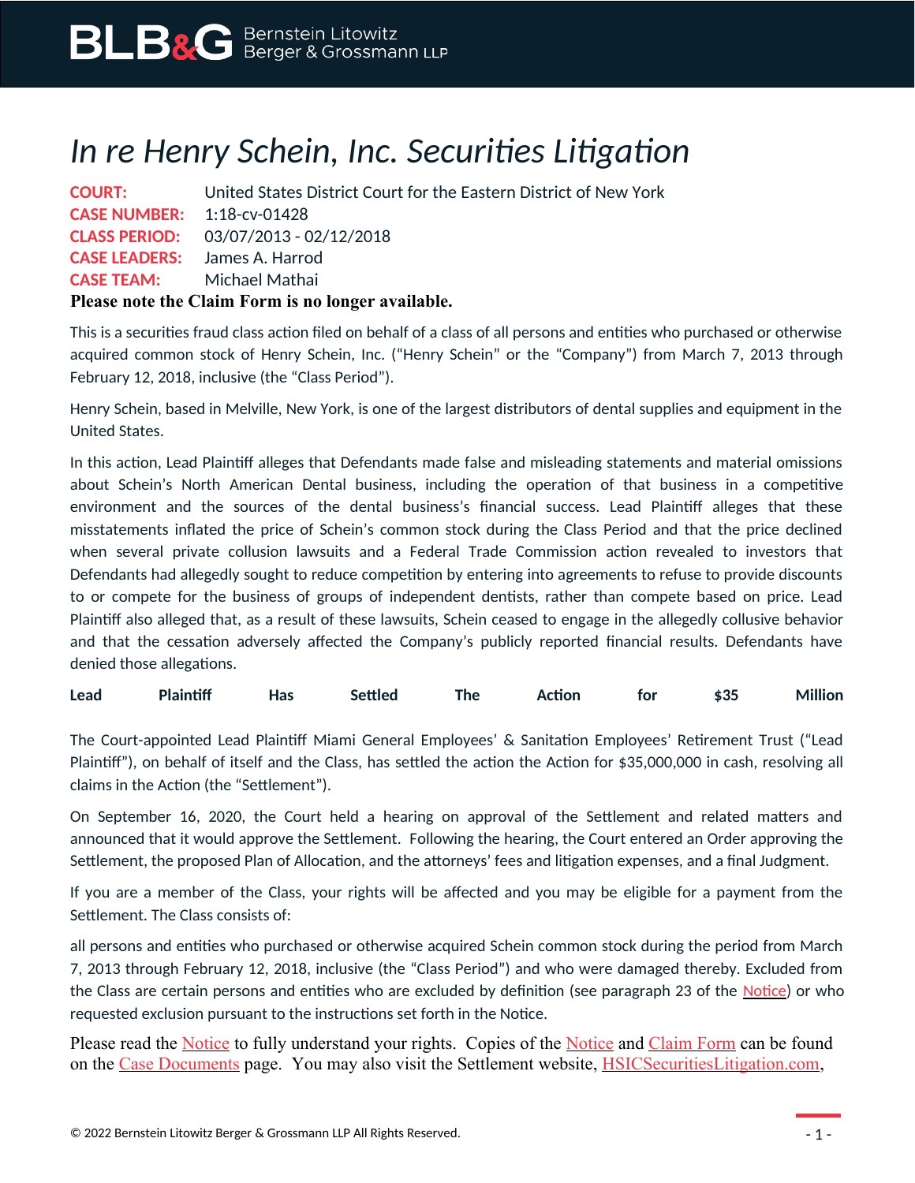# *In re Henry Schein, Inc. Securities Litigation*

**COURT:** United States District Court for the Eastern District of New York
**CASE NUMBER:** 1:18-cv-01428
**CLASS PERIOD:** 03/07/2013 - 02/12/2018
**CASE LEADERS:** James A. Harrod
**CASE TEAM:** Michael Mathai

**Please note the Claim Form is no longer available.**

This is a securities fraud class action filed on behalf of a class of all persons and entities who purchased or otherwise acquired common stock of Henry Schein, Inc. ("Henry Schein" or the "Company") from March 7, 2013 through February 12, 2018, inclusive (the "Class Period").

Henry Schein, based in Melville, New York, is one of the largest distributors of dental supplies and equipment in the United States.

In this action, Lead Plaintiff alleges that Defendants made false and misleading statements and material omissions about Schein's North American Dental business, including the operation of that business in a competitive environment and the sources of the dental business's financial success. Lead Plaintiff alleges that these misstatements inflated the price of Schein's common stock during the Class Period and that the price declined when several private collusion lawsuits and a Federal Trade Commission action revealed to investors that Defendants had allegedly sought to reduce competition by entering into agreements to refuse to provide discounts to or compete for the business of groups of independent dentists, rather than compete based on price. Lead Plaintiff also alleged that, as a result of these lawsuits, Schein ceased to engage in the allegedly collusive behavior and that the cessation adversely affected the Company's publicly reported financial results. Defendants have denied those allegations.

**Lead Plaintiff Has Settled The Action for $35 Million**

The Court-appointed Lead Plaintiff Miami General Employees' & Sanitation Employees' Retirement Trust ("Lead Plaintiff"), on behalf of itself and the Class, has settled the action the Action for $35,000,000 in cash, resolving all claims in the Action (the "Settlement").

On September 16, 2020, the Court held a hearing on approval of the Settlement and related matters and announced that it would approve the Settlement. Following the hearing, the Court entered an Order approving the Settlement, the proposed Plan of Allocation, and the attorneys' fees and litigation expenses, and a final Judgment.

If you are a member of the Class, your rights will be affected and you may be eligible for a payment from the Settlement. The Class consists of:

all persons and entities who purchased or otherwise acquired Schein common stock during the period from March 7, 2013 through February 12, 2018, inclusive (the "Class Period") and who were damaged thereby. Excluded from the Class are certain persons and entities who are excluded by definition (see paragraph 23 of the Notice) or who requested exclusion pursuant to the instructions set forth in the Notice.

Please read the Notice to fully understand your rights. Copies of the Notice and Claim Form can be found on the Case Documents page. You may also visit the Settlement website, HSICSecuritiesLitigation.com,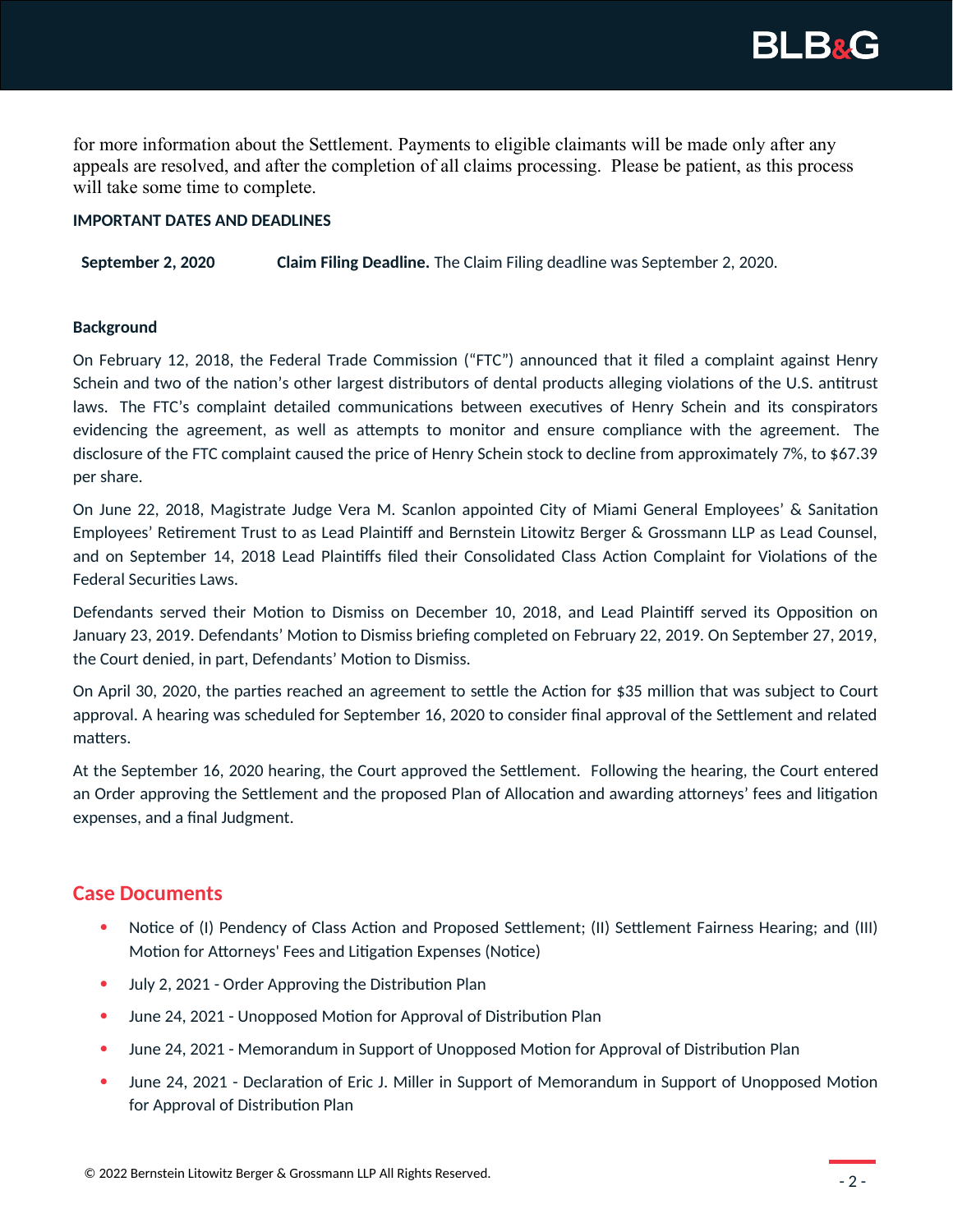for more information about the Settlement. Payments to eligible claimants will be made only after any appeals are resolved, and after the completion of all claims processing.  Please be patient, as this process will take some time to complete.

**IMPORTANT DATES AND DEADLINES**

| | |
|---|---|
| **September 2, 2020** | **Claim Filing Deadline.** The Claim Filing deadline was September 2, 2020. |

**Background**

On February 12, 2018, the Federal Trade Commission ("FTC") announced that it filed a complaint against Henry Schein and two of the nation's other largest distributors of dental products alleging violations of the U.S. antitrust laws.  The FTC's complaint detailed communications between executives of Henry Schein and its conspirators evidencing the agreement, as well as attempts to monitor and ensure compliance with the agreement.  The disclosure of the FTC complaint caused the price of Henry Schein stock to decline from approximately 7%, to $67.39 per share.

On June 22, 2018, Magistrate Judge Vera M. Scanlon appointed City of Miami General Employees' & Sanitation Employees' Retirement Trust to as Lead Plaintiff and Bernstein Litowitz Berger & Grossmann LLP as Lead Counsel, and on September 14, 2018 Lead Plaintiffs filed their Consolidated Class Action Complaint for Violations of the Federal Securities Laws.

Defendants served their Motion to Dismiss on December 10, 2018, and Lead Plaintiff served its Opposition on January 23, 2019. Defendants' Motion to Dismiss briefing completed on February 22, 2019. On September 27, 2019, the Court denied, in part, Defendants' Motion to Dismiss.

On April 30, 2020, the parties reached an agreement to settle the Action for $35 million that was subject to Court approval. A hearing was scheduled for September 16, 2020 to consider final approval of the Settlement and related matters.

At the September 16, 2020 hearing, the Court approved the Settlement.  Following the hearing, the Court entered an Order approving the Settlement and the proposed Plan of Allocation and awarding attorneys' fees and litigation expenses, and a final Judgment.

## Case Documents

- Notice of (I) Pendency of Class Action and Proposed Settlement; (II) Settlement Fairness Hearing; and (III) Motion for Attorneys' Fees and Litigation Expenses (Notice)
- July 2, 2021 - Order Approving the Distribution Plan
- June 24, 2021 - Unopposed Motion for Approval of Distribution Plan
- June 24, 2021 - Memorandum in Support of Unopposed Motion for Approval of Distribution Plan
- June 24, 2021 - Declaration of Eric J. Miller in Support of Memorandum in Support of Unopposed Motion for Approval of Distribution Plan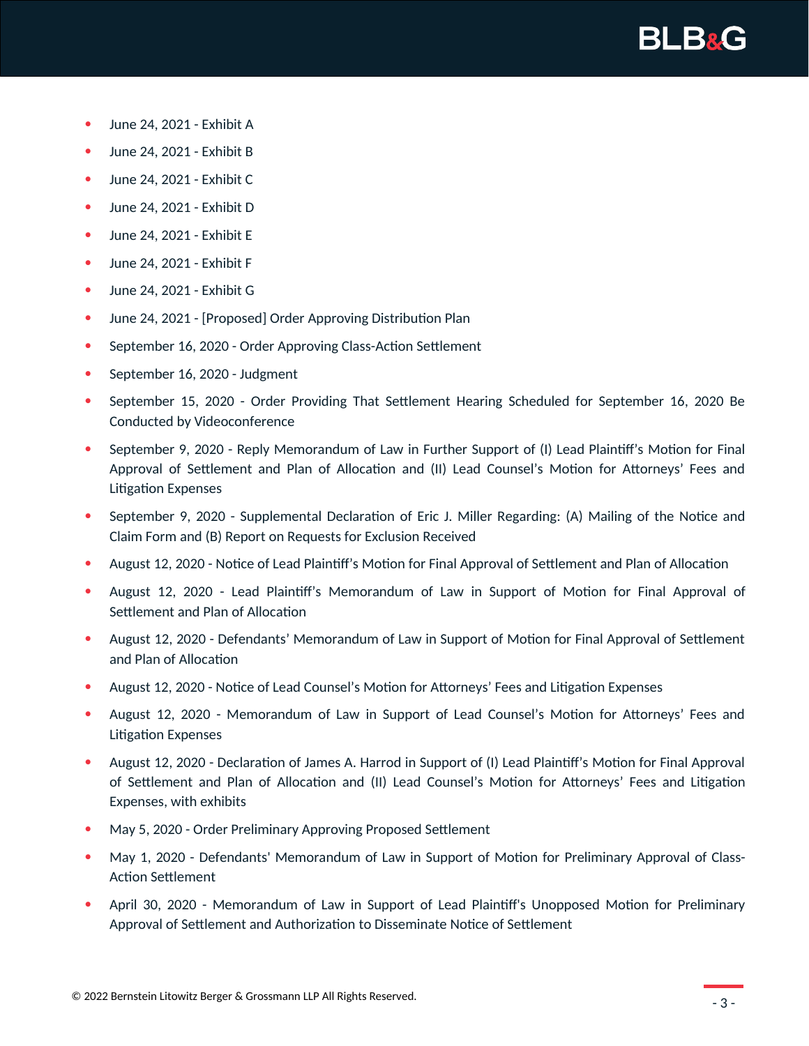- June 24, 2021 - Exhibit A
- June 24, 2021 - Exhibit B
- June 24, 2021 - Exhibit C
- June 24, 2021 - Exhibit D
- June 24, 2021 - Exhibit E
- June 24, 2021 - Exhibit F
- June 24, 2021 - Exhibit G
- June 24, 2021 - [Proposed] Order Approving Distribution Plan
- September 16, 2020 - Order Approving Class-Action Settlement
- September 16, 2020 - Judgment
- September 15, 2020 - Order Providing That Settlement Hearing Scheduled for September 16, 2020 Be Conducted by Videoconference
- September 9, 2020 - Reply Memorandum of Law in Further Support of (I) Lead Plaintiff's Motion for Final Approval of Settlement and Plan of Allocation and (II) Lead Counsel's Motion for Attorneys' Fees and Litigation Expenses
- September 9, 2020 - Supplemental Declaration of Eric J. Miller Regarding: (A) Mailing of the Notice and Claim Form and (B) Report on Requests for Exclusion Received
- August 12, 2020 - Notice of Lead Plaintiff's Motion for Final Approval of Settlement and Plan of Allocation
- August 12, 2020 - Lead Plaintiff's Memorandum of Law in Support of Motion for Final Approval of Settlement and Plan of Allocation
- August 12, 2020 - Defendants' Memorandum of Law in Support of Motion for Final Approval of Settlement and Plan of Allocation
- August 12, 2020 - Notice of Lead Counsel's Motion for Attorneys' Fees and Litigation Expenses
- August 12, 2020 - Memorandum of Law in Support of Lead Counsel's Motion for Attorneys' Fees and Litigation Expenses
- August 12, 2020 - Declaration of James A. Harrod in Support of (I) Lead Plaintiff's Motion for Final Approval of Settlement and Plan of Allocation and (II) Lead Counsel's Motion for Attorneys' Fees and Litigation Expenses, with exhibits
- May 5, 2020 - Order Preliminary Approving Proposed Settlement
- May 1, 2020 - Defendants' Memorandum of Law in Support of Motion for Preliminary Approval of Class-Action Settlement
- April 30, 2020 - Memorandum of Law in Support of Lead Plaintiff's Unopposed Motion for Preliminary Approval of Settlement and Authorization to Disseminate Notice of Settlement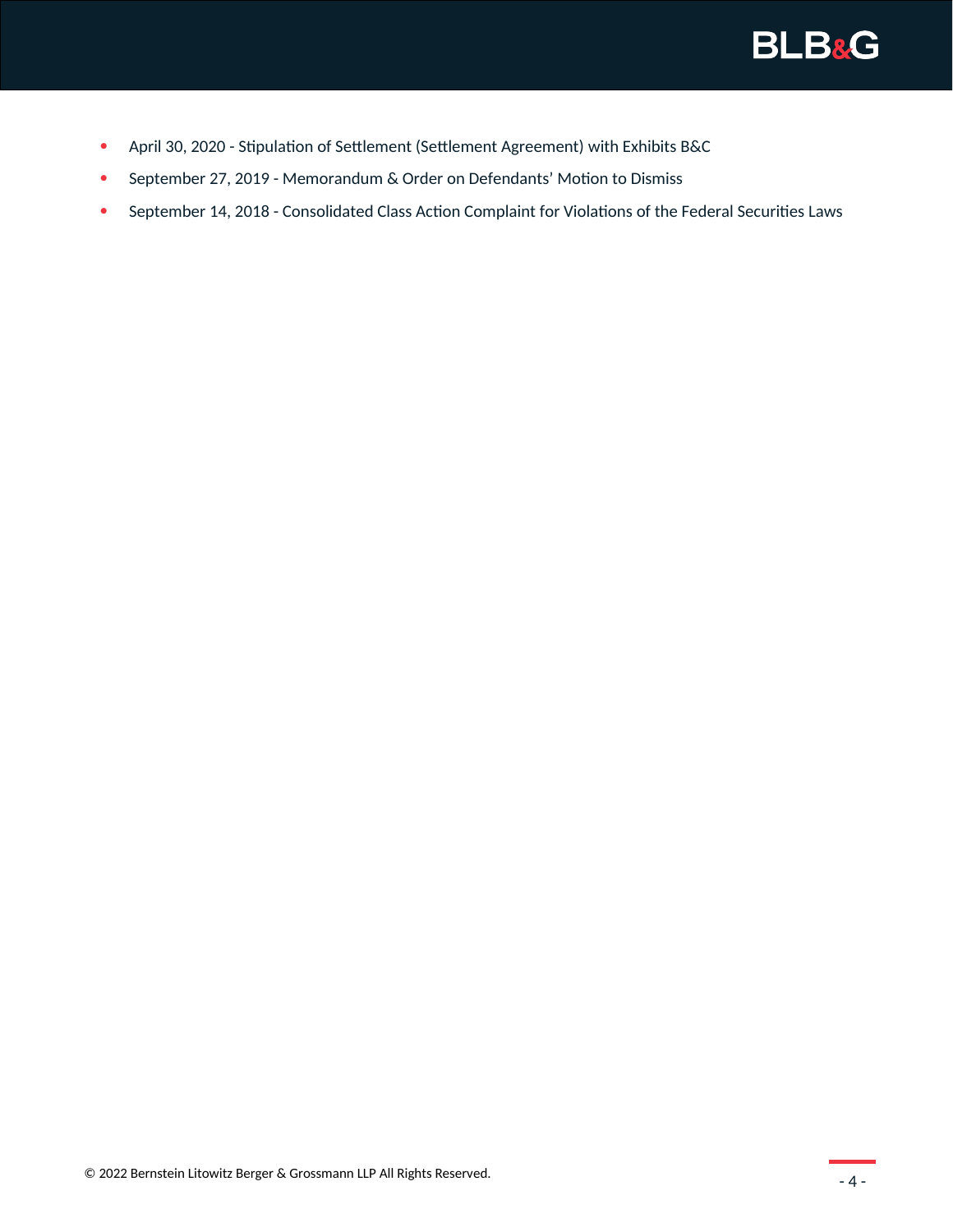- April 30, 2020 - Stipulation of Settlement (Settlement Agreement) with Exhibits B&C
- September 27, 2019 - Memorandum & Order on Defendants' Motion to Dismiss
- September 14, 2018 - Consolidated Class Action Complaint for Violations of the Federal Securities Laws